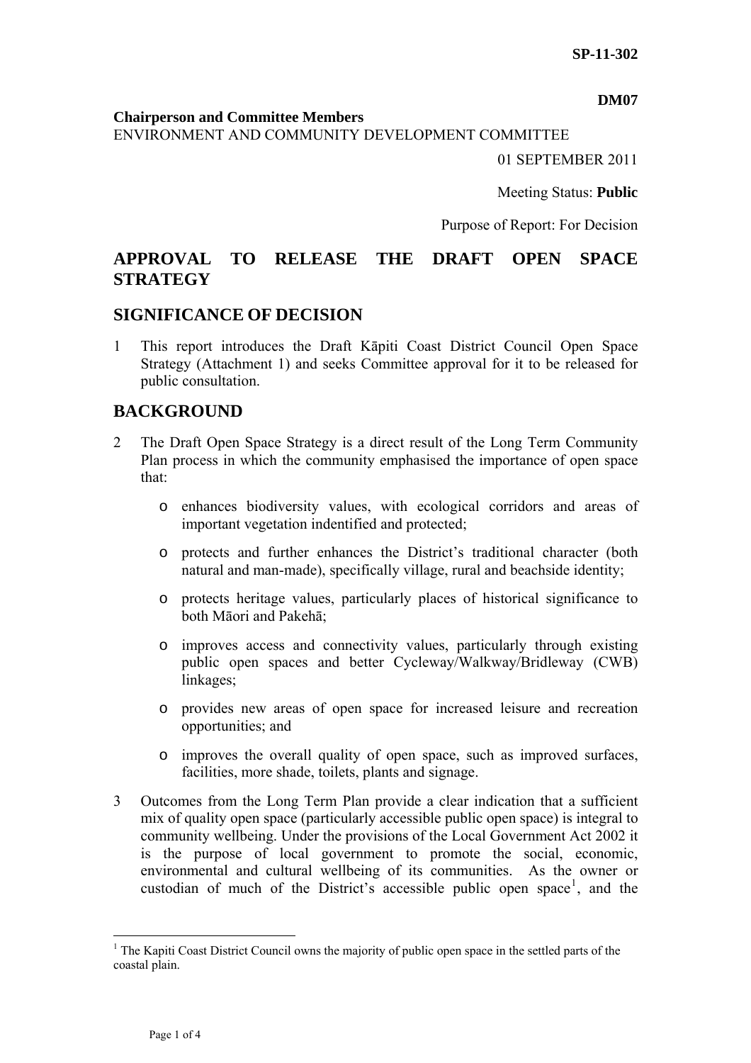**SP-11-302**

**DM07**

**Chairperson and Committee Members**
ENVIRONMENT AND COMMUNITY DEVELOPMENT COMMITTEE

01 SEPTEMBER 2011

Meeting Status: **Public**

Purpose of Report: For Decision

# APPROVAL TO RELEASE THE DRAFT OPEN SPACE STRATEGY

## SIGNIFICANCE OF DECISION

1 This report introduces the Draft Kāpiti Coast District Council Open Space Strategy (Attachment 1) and seeks Committee approval for it to be released for public consultation.

## BACKGROUND

2 The Draft Open Space Strategy is a direct result of the Long Term Community Plan process in which the community emphasised the importance of open space that:

- enhances biodiversity values, with ecological corridors and areas of important vegetation indentified and protected;
- protects and further enhances the District's traditional character (both natural and man-made), specifically village, rural and beachside identity;
- protects heritage values, particularly places of historical significance to both Māori and Pakehā;
- improves access and connectivity values, particularly through existing public open spaces and better Cycleway/Walkway/Bridleway (CWB) linkages;
- provides new areas of open space for increased leisure and recreation opportunities; and
- improves the overall quality of open space, such as improved surfaces, facilities, more shade, toilets, plants and signage.

3 Outcomes from the Long Term Plan provide a clear indication that a sufficient mix of quality open space (particularly accessible public open space) is integral to community wellbeing. Under the provisions of the Local Government Act 2002 it is the purpose of local government to promote the social, economic, environmental and cultural wellbeing of its communities. As the owner or custodian of much of the District's accessible public open space[1], and the

[1] The Kapiti Coast District Council owns the majority of public open space in the settled parts of the coastal plain.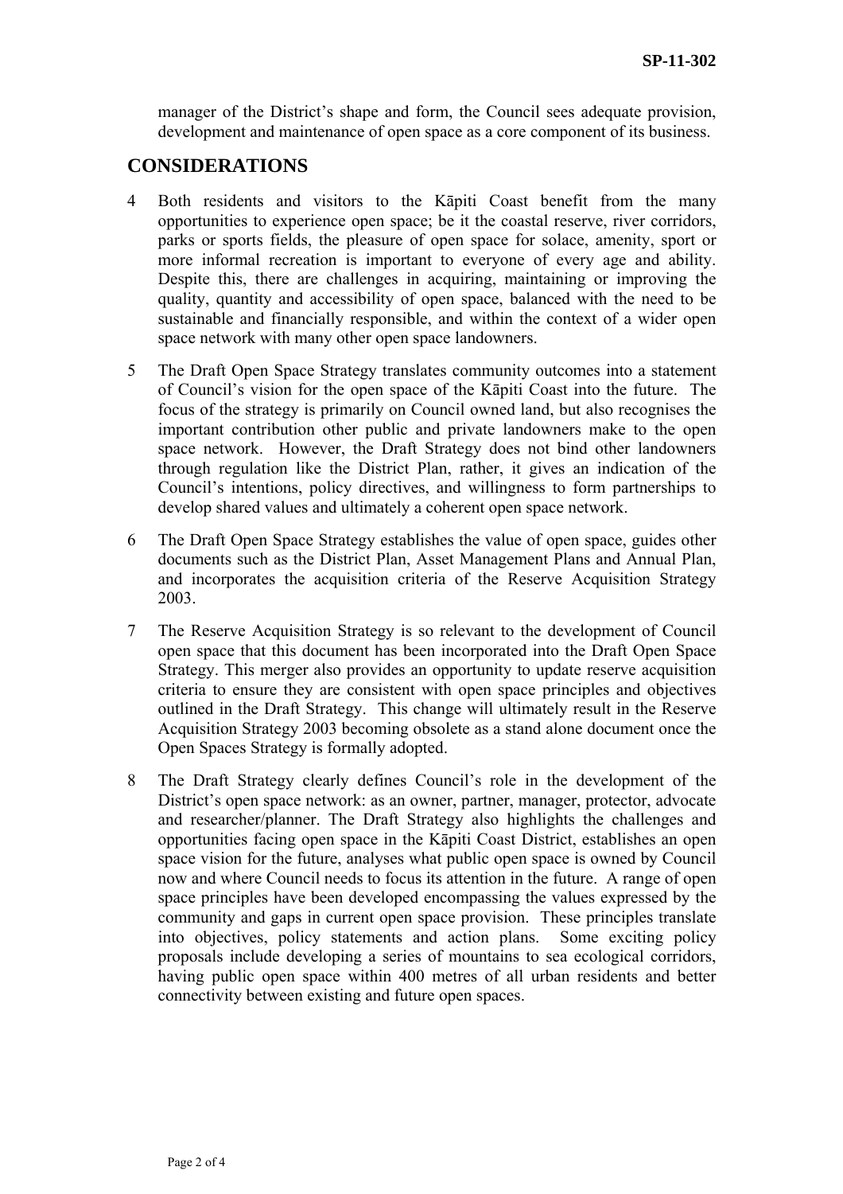manager of the District's shape and form, the Council sees adequate provision, development and maintenance of open space as a core component of its business.

## CONSIDERATIONS

4 Both residents and visitors to the Kāpiti Coast benefit from the many opportunities to experience open space; be it the coastal reserve, river corridors, parks or sports fields, the pleasure of open space for solace, amenity, sport or more informal recreation is important to everyone of every age and ability. Despite this, there are challenges in acquiring, maintaining or improving the quality, quantity and accessibility of open space, balanced with the need to be sustainable and financially responsible, and within the context of a wider open space network with many other open space landowners.

5 The Draft Open Space Strategy translates community outcomes into a statement of Council's vision for the open space of the Kāpiti Coast into the future. The focus of the strategy is primarily on Council owned land, but also recognises the important contribution other public and private landowners make to the open space network. However, the Draft Strategy does not bind other landowners through regulation like the District Plan, rather, it gives an indication of the Council's intentions, policy directives, and willingness to form partnerships to develop shared values and ultimately a coherent open space network.

6 The Draft Open Space Strategy establishes the value of open space, guides other documents such as the District Plan, Asset Management Plans and Annual Plan, and incorporates the acquisition criteria of the Reserve Acquisition Strategy 2003.

7 The Reserve Acquisition Strategy is so relevant to the development of Council open space that this document has been incorporated into the Draft Open Space Strategy. This merger also provides an opportunity to update reserve acquisition criteria to ensure they are consistent with open space principles and objectives outlined in the Draft Strategy. This change will ultimately result in the Reserve Acquisition Strategy 2003 becoming obsolete as a stand alone document once the Open Spaces Strategy is formally adopted.

8 The Draft Strategy clearly defines Council's role in the development of the District's open space network: as an owner, partner, manager, protector, advocate and researcher/planner. The Draft Strategy also highlights the challenges and opportunities facing open space in the Kāpiti Coast District, establishes an open space vision for the future, analyses what public open space is owned by Council now and where Council needs to focus its attention in the future. A range of open space principles have been developed encompassing the values expressed by the community and gaps in current open space provision. These principles translate into objectives, policy statements and action plans. Some exciting policy proposals include developing a series of mountains to sea ecological corridors, having public open space within 400 metres of all urban residents and better connectivity between existing and future open spaces.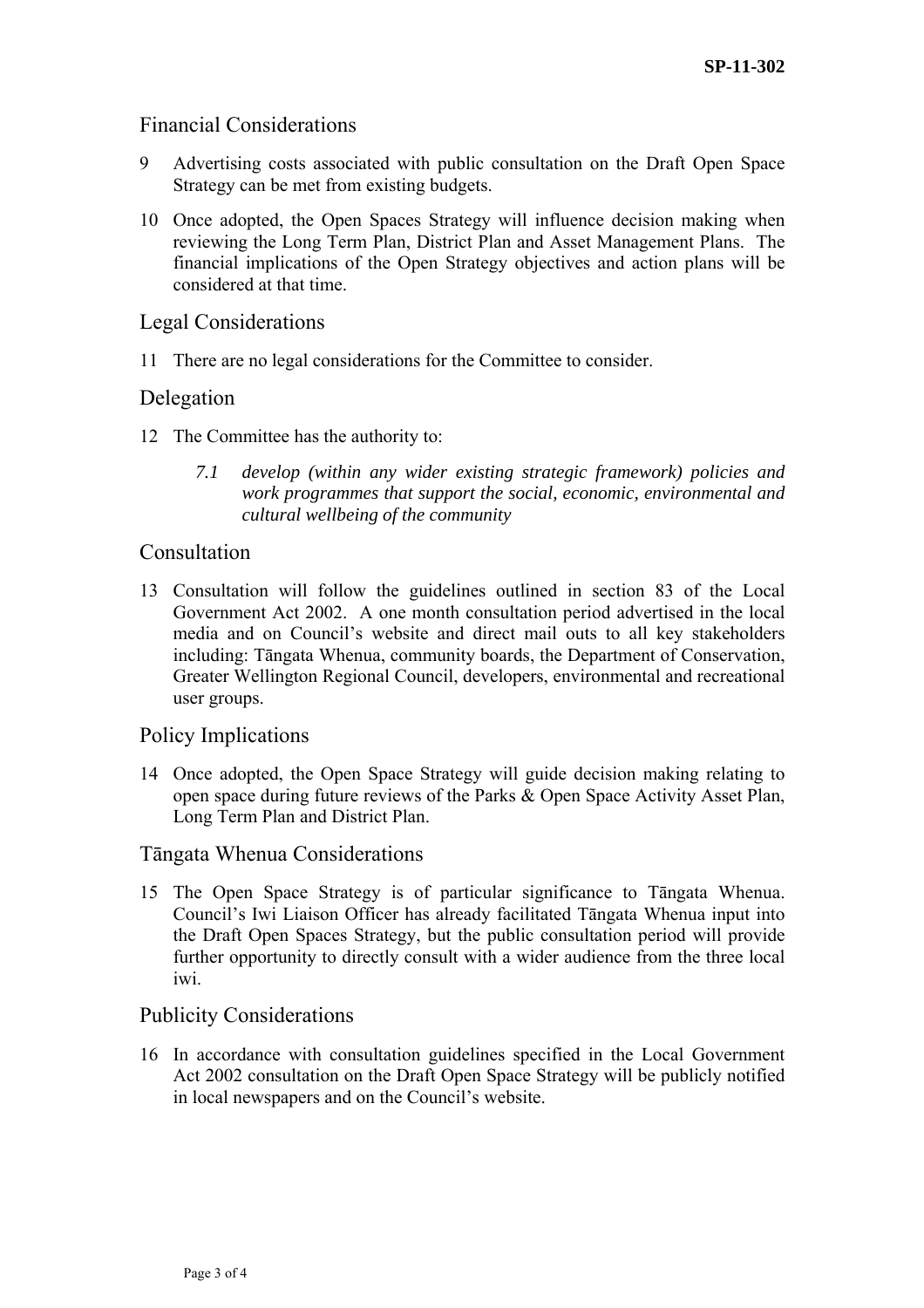## Financial Considerations

9 Advertising costs associated with public consultation on the Draft Open Space Strategy can be met from existing budgets.

10 Once adopted, the Open Spaces Strategy will influence decision making when reviewing the Long Term Plan, District Plan and Asset Management Plans. The financial implications of the Open Strategy objectives and action plans will be considered at that time.

## Legal Considerations

11 There are no legal considerations for the Committee to consider.

## Delegation

12 The Committee has the authority to:

> *7.1 develop (within any wider existing strategic framework) policies and work programmes that support the social, economic, environmental and cultural wellbeing of the community*

## Consultation

13 Consultation will follow the guidelines outlined in section 83 of the Local Government Act 2002. A one month consultation period advertised in the local media and on Council's website and direct mail outs to all key stakeholders including: Tāngata Whenua, community boards, the Department of Conservation, Greater Wellington Regional Council, developers, environmental and recreational user groups.

## Policy Implications

14 Once adopted, the Open Space Strategy will guide decision making relating to open space during future reviews of the Parks & Open Space Activity Asset Plan, Long Term Plan and District Plan.

## Tāngata Whenua Considerations

15 The Open Space Strategy is of particular significance to Tāngata Whenua. Council's Iwi Liaison Officer has already facilitated Tāngata Whenua input into the Draft Open Spaces Strategy, but the public consultation period will provide further opportunity to directly consult with a wider audience from the three local iwi.

## Publicity Considerations

16 In accordance with consultation guidelines specified in the Local Government Act 2002 consultation on the Draft Open Space Strategy will be publicly notified in local newspapers and on the Council's website.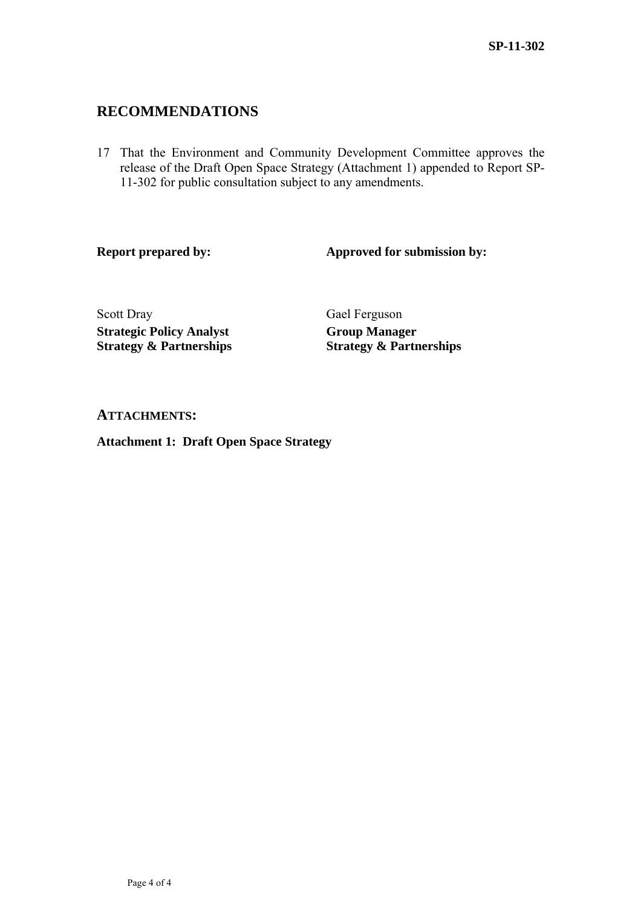## RECOMMENDATIONS

17 That the Environment and Community Development Committee approves the release of the Draft Open Space Strategy (Attachment 1) appended to Report SP-11-302 for public consultation subject to any amendments.

| **Report prepared by:** | **Approved for submission by:** |
|---|---|
| Scott Dray | Gael Ferguson |
| **Strategic Policy Analyst** | **Group Manager** |
| **Strategy & Partnerships** | **Strategy & Partnerships** |

### ATTACHMENTS:

**Attachment 1: Draft Open Space Strategy**